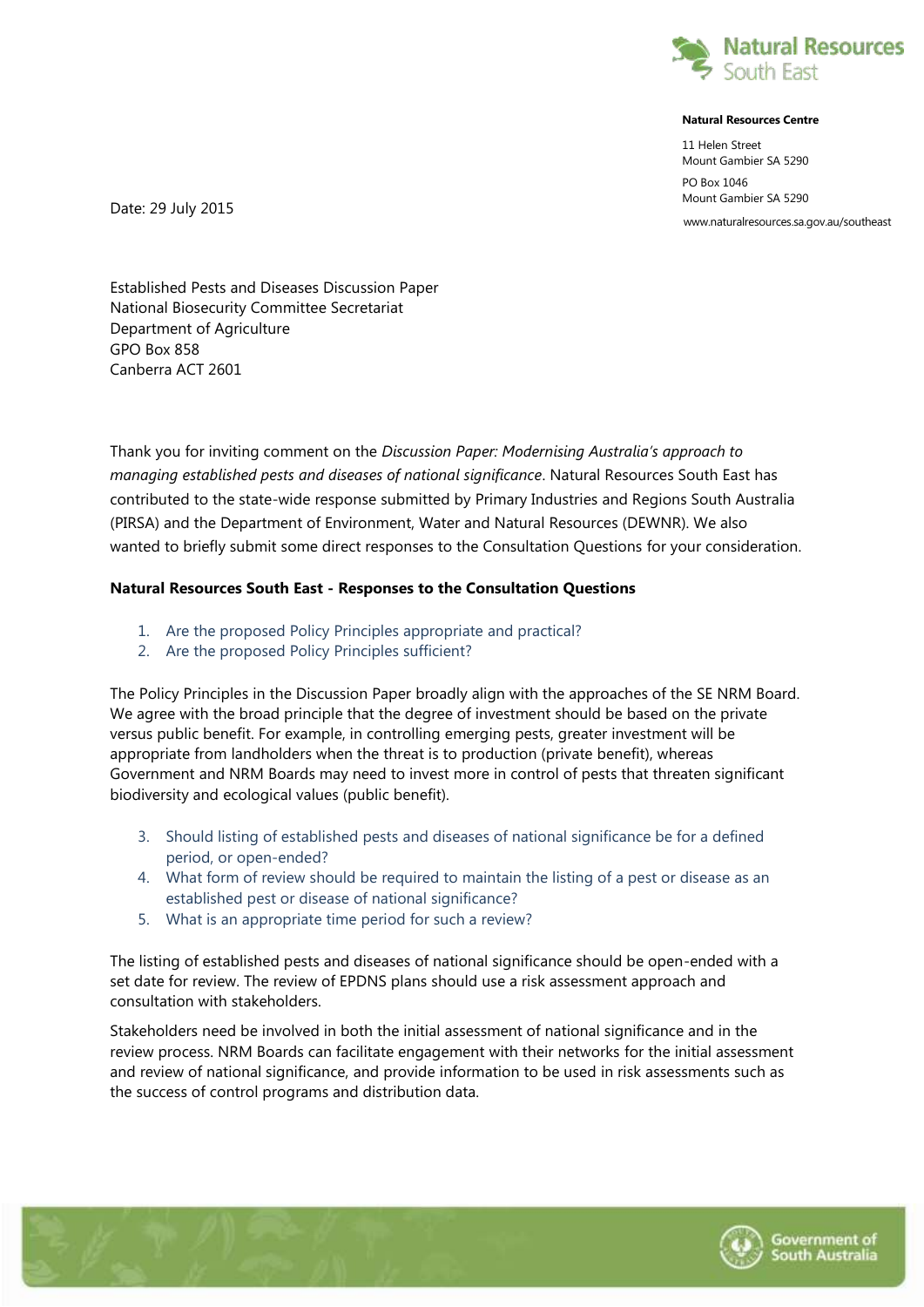Natural Resources South East

**Natural Resources Centre**

11 Helen Street
Mount Gambier SA 5290

PO Box 1046
Mount Gambier SA 5290

www.naturalresources.sa.gov.au/southeast

Date: 29 July 2015

Established Pests and Diseases Discussion Paper
National Biosecurity Committee Secretariat
Department of Agriculture
GPO Box 858
Canberra ACT 2601

Thank you for inviting comment on the *Discussion Paper: Modernising Australia's approach to managing established pests and diseases of national significance*. Natural Resources South East has contributed to the state-wide response submitted by Primary Industries and Regions South Australia (PIRSA) and the Department of Environment, Water and Natural Resources (DEWNR). We also wanted to briefly submit some direct responses to the Consultation Questions for your consideration.

**Natural Resources South East - Responses to the Consultation Questions**

1. Are the proposed Policy Principles appropriate and practical?
2. Are the proposed Policy Principles sufficient?

The Policy Principles in the Discussion Paper broadly align with the approaches of the SE NRM Board. We agree with the broad principle that the degree of investment should be based on the private versus public benefit. For example, in controlling emerging pests, greater investment will be appropriate from landholders when the threat is to production (private benefit), whereas Government and NRM Boards may need to invest more in control of pests that threaten significant biodiversity and ecological values (public benefit).

3. Should listing of established pests and diseases of national significance be for a defined period, or open-ended?
4. What form of review should be required to maintain the listing of a pest or disease as an established pest or disease of national significance?
5. What is an appropriate time period for such a review?

The listing of established pests and diseases of national significance should be open-ended with a set date for review. The review of EPDNS plans should use a risk assessment approach and consultation with stakeholders.

Stakeholders need be involved in both the initial assessment of national significance and in the review process. NRM Boards can facilitate engagement with their networks for the initial assessment and review of national significance, and provide information to be used in risk assessments such as the success of control programs and distribution data.

Government of South Australia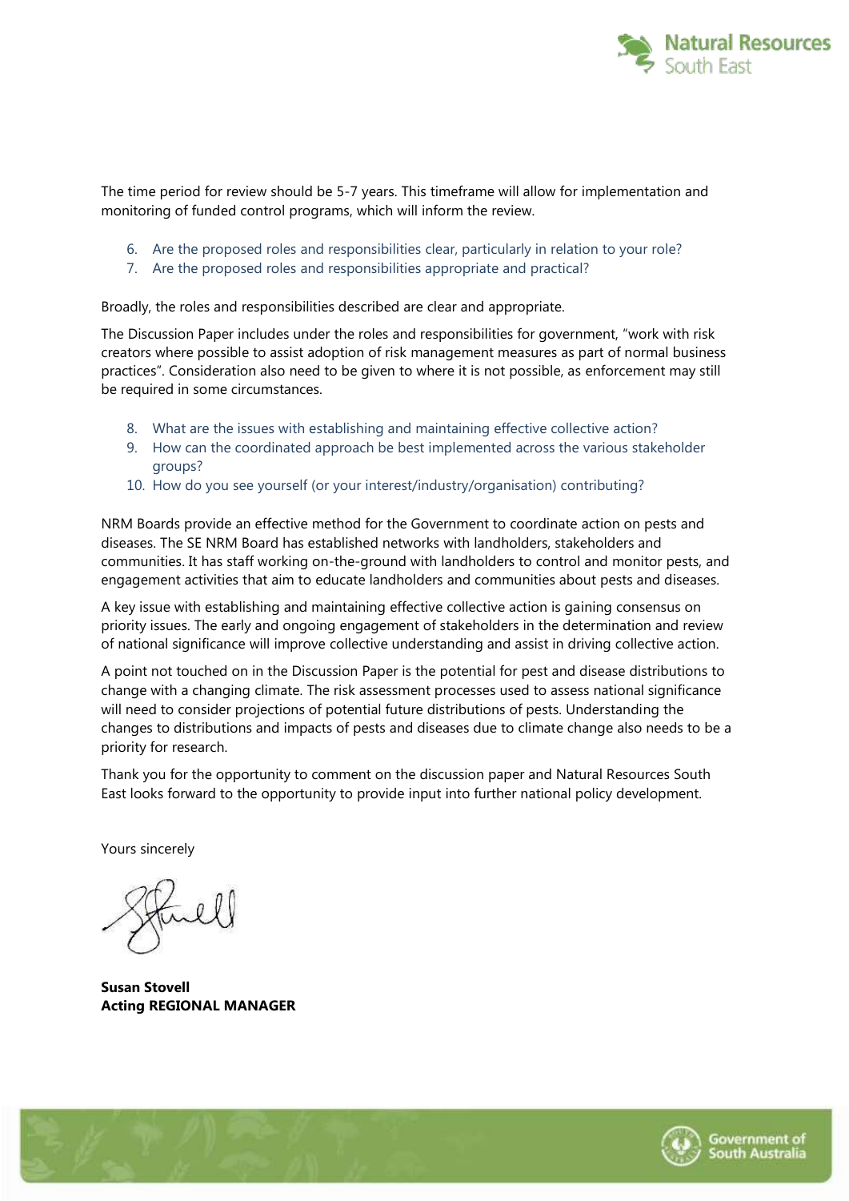The time period for review should be 5-7 years. This timeframe will allow for implementation and monitoring of funded control programs, which will inform the review.

6. Are the proposed roles and responsibilities clear, particularly in relation to your role?
7. Are the proposed roles and responsibilities appropriate and practical?

Broadly, the roles and responsibilities described are clear and appropriate.

The Discussion Paper includes under the roles and responsibilities for government, "work with risk creators where possible to assist adoption of risk management measures as part of normal business practices". Consideration also need to be given to where it is not possible, as enforcement may still be required in some circumstances.

8. What are the issues with establishing and maintaining effective collective action?
9. How can the coordinated approach be best implemented across the various stakeholder groups?
10. How do you see yourself (or your interest/industry/organisation) contributing?

NRM Boards provide an effective method for the Government to coordinate action on pests and diseases. The SE NRM Board has established networks with landholders, stakeholders and communities. It has staff working on-the-ground with landholders to control and monitor pests, and engagement activities that aim to educate landholders and communities about pests and diseases.

A key issue with establishing and maintaining effective collective action is gaining consensus on priority issues. The early and ongoing engagement of stakeholders in the determination and review of national significance will improve collective understanding and assist in driving collective action.

A point not touched on in the Discussion Paper is the potential for pest and disease distributions to change with a changing climate. The risk assessment processes used to assess national significance will need to consider projections of potential future distributions of pests. Understanding the changes to distributions and impacts of pests and diseases due to climate change also needs to be a priority for research.

Thank you for the opportunity to comment on the discussion paper and Natural Resources South East looks forward to the opportunity to provide input into further national policy development.

Yours sincerely

**Susan Stovell**
**Acting REGIONAL MANAGER**